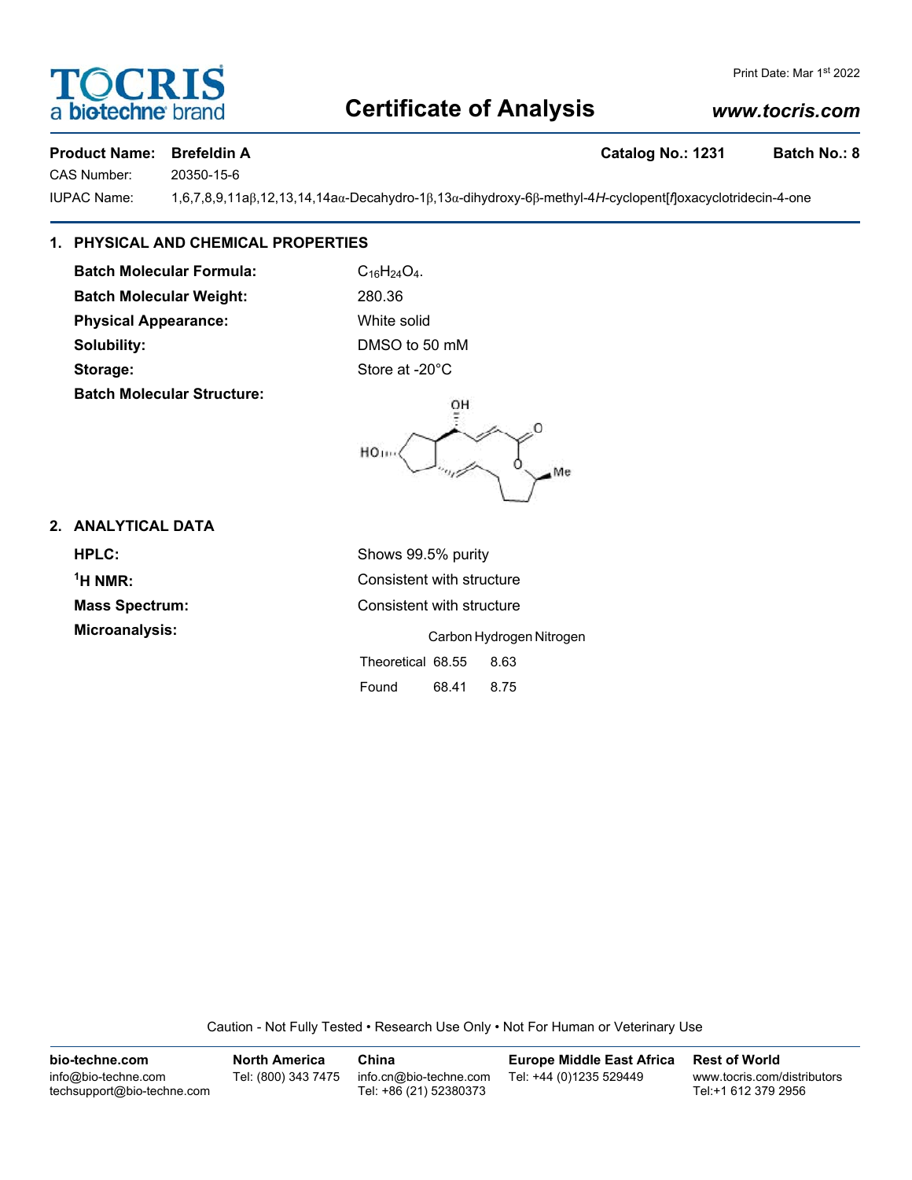TOCRIS a biotechne brand

Print Date: Mar 1st 2022

# Certificate of Analysis

*www.tocris.com*

**Product Name: Brefeldin A** **Catalog No.: 1231** **Batch No.: 8**

CAS Number: 20350-15-6

IUPAC Name: 1,6,7,8,9,11aβ,12,13,14,14aα-Decahydro-1β,13α-dihydroxy-6β-methyl-4*H*-cyclopent[*f*]oxacyclotridecin-4-one

## 1. PHYSICAL AND CHEMICAL PROPERTIES

**Batch Molecular Formula:** $C_{16}H_{24}O_4$.

**Batch Molecular Weight:** 280.36

**Physical Appearance:** White solid

**Solubility:** DMSO to 50 mM

**Storage:** Store at -20°C

**Batch Molecular Structure:**

## 2. ANALYTICAL DATA

**HPLC:** Shows 99.5% purity

**$^{1}$H NMR:** Consistent with structure

**Mass Spectrum:** Consistent with structure

**Microanalysis:**

| | Carbon | Hydrogen | Nitrogen |
|---|---|---|---|
| Theoretical | 68.55 | 8.63 | |
| Found | 68.41 | 8.75 | |

Caution - Not Fully Tested • Research Use Only • Not For Human or Veterinary Use

**bio-techne.com**
info@bio-techne.com
techsupport@bio-techne.com

**North America**
Tel: (800) 343 7475

**China**
info.cn@bio-techne.com
Tel: +86 (21) 52380373

**Europe Middle East Africa**
Tel: +44 (0)1235 529449

**Rest of World**
www.tocris.com/distributors
Tel:+1 612 379 2956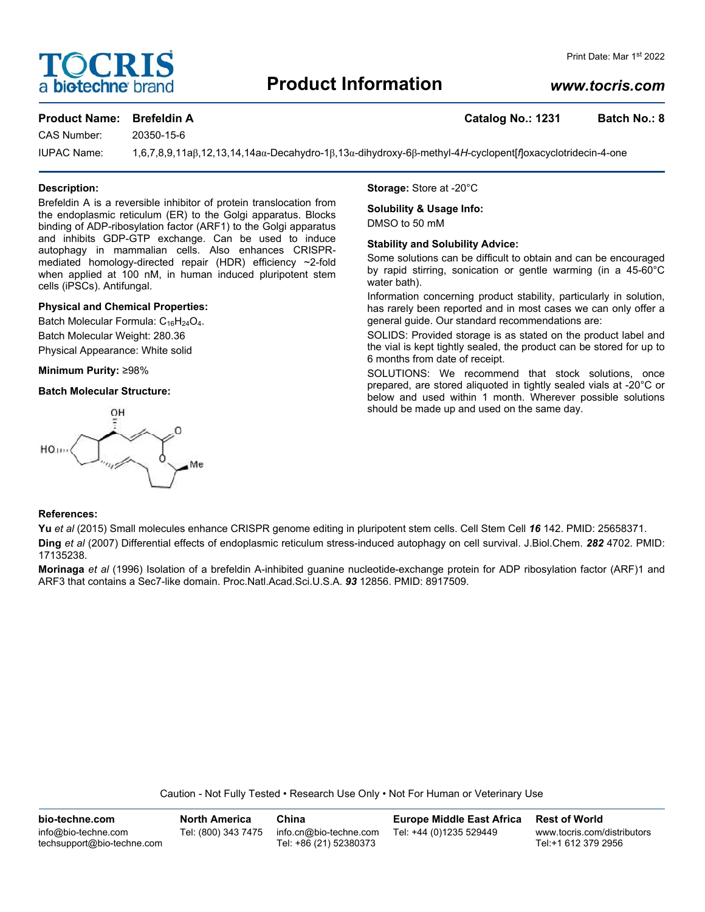Print Date: Mar 1st 2022

# Product Information

www.tocris.com

**Product Name: Brefeldin A** **Catalog No.: 1231** **Batch No.: 8**

CAS Number: 20350-15-6

IUPAC Name: 1,6,7,8,9,11aβ,12,13,14,14aα-Decahydro-1β,13α-dihydroxy-6β-methyl-4*H*-cyclopent[*f*]oxacyclotridecin-4-one

**Description:**

Brefeldin A is a reversible inhibitor of protein translocation from the endoplasmic reticulum (ER) to the Golgi apparatus. Blocks binding of ADP-ribosylation factor (ARF1) to the Golgi apparatus and inhibits GDP-GTP exchange. Can be used to induce autophagy in mammalian cells. Also enhances CRISPR-mediated homology-directed repair (HDR) efficiency ~2-fold when applied at 100 nM, in human induced pluripotent stem cells (iPSCs). Antifungal.

**Physical and Chemical Properties:**

Batch Molecular Formula: $C_{16}H_{24}O_4$.

Batch Molecular Weight: 280.36

Physical Appearance: White solid

**Minimum Purity:** ≥98%

**Batch Molecular Structure:**

OH

HO

O

O

Me

**Storage:** Store at -20°C

**Solubility & Usage Info:**

DMSO to 50 mM

**Stability and Solubility Advice:**

Some solutions can be difficult to obtain and can be encouraged by rapid stirring, sonication or gentle warming (in a 45-60°C water bath).

Information concerning product stability, particularly in solution, has rarely been reported and in most cases we can only offer a general guide. Our standard recommendations are:

SOLIDS: Provided storage is as stated on the product label and the vial is kept tightly sealed, the product can be stored for up to 6 months from date of receipt.

SOLUTIONS: We recommend that stock solutions, once prepared, are stored aliquoted in tightly sealed vials at -20°C or below and used within 1 month. Wherever possible solutions should be made up and used on the same day.

**References:**

**Yu** *et al* (2015) Small molecules enhance CRISPR genome editing in pluripotent stem cells. Cell Stem Cell ***16*** 142. PMID: 25658371.

**Ding** *et al* (2007) Differential effects of endoplasmic reticulum stress-induced autophagy on cell survival. J.Biol.Chem. ***282*** 4702. PMID: 17135238.

**Morinaga** *et al* (1996) Isolation of a brefeldin A-inhibited guanine nucleotide-exchange protein for ADP ribosylation factor (ARF)1 and ARF3 that contains a Sec7-like domain. Proc.Natl.Acad.Sci.U.S.A. ***93*** 12856. PMID: 8917509.

Caution - Not Fully Tested • Research Use Only • Not For Human or Veterinary Use

| **bio-techne.com** | **North America** | **China** | **Europe Middle East Africa** | **Rest of World** |
| --- | --- | --- | --- | --- |
| info@bio-techne.com<br>techsupport@bio-techne.com | Tel: (800) 343 7475 | info.cn@bio-techne.com<br>Tel: +86 (21) 52380373 | Tel: +44 (0)1235 529449 | www.tocris.com/distributors<br>Tel:+1 612 379 2956 |